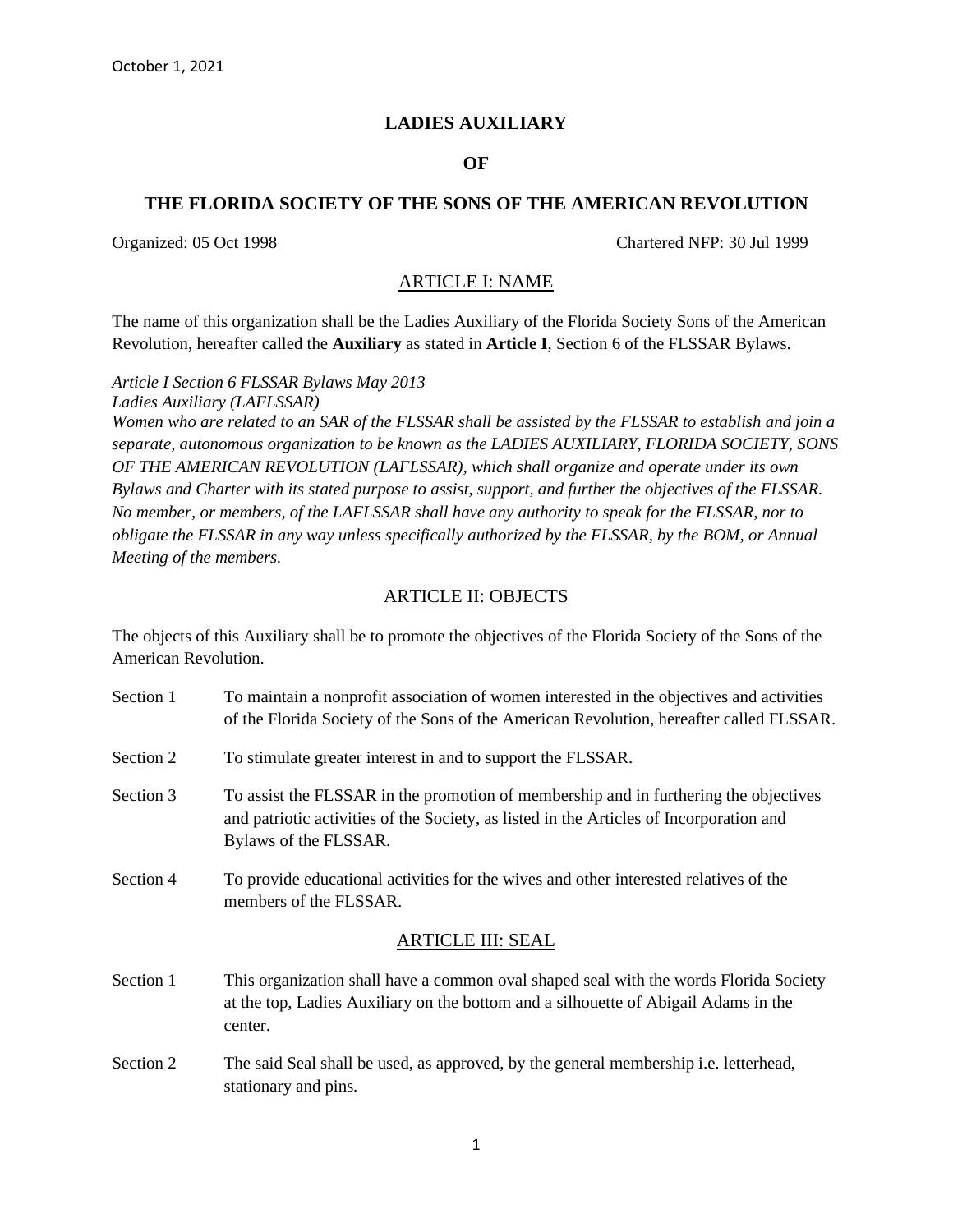October 1, 2021

# LADIES AUXILIARY

# OF

# THE FLORIDA SOCIETY OF THE SONS OF THE AMERICAN REVOLUTION

Organized: 05 Oct 1998 Chartered NFP: 30 Jul 1999

## ARTICLE I: NAME

The name of this organization shall be the Ladies Auxiliary of the Florida Society Sons of the American Revolution, hereafter called the **Auxiliary** as stated in **Article I**, Section 6 of the FLSSAR Bylaws.

*Article I Section 6 FLSSAR Bylaws May 2013*
*Ladies Auxiliary (LAFLSSAR)*
*Women who are related to an SAR of the FLSSAR shall be assisted by the FLSSAR to establish and join a separate, autonomous organization to be known as the LADIES AUXILIARY, FLORIDA SOCIETY, SONS OF THE AMERICAN REVOLUTION (LAFLSSAR), which shall organize and operate under its own Bylaws and Charter with its stated purpose to assist, support, and further the objectives of the FLSSAR. No member, or members, of the LAFLSSAR shall have any authority to speak for the FLSSAR, nor to obligate the FLSSAR in any way unless specifically authorized by the FLSSAR, by the BOM, or Annual Meeting of the members.*

## ARTICLE II: OBJECTS

The objects of this Auxiliary shall be to promote the objectives of the Florida Society of the Sons of the American Revolution.

Section 1 To maintain a nonprofit association of women interested in the objectives and activities of the Florida Society of the Sons of the American Revolution, hereafter called FLSSAR.

Section 2 To stimulate greater interest in and to support the FLSSAR.

Section 3 To assist the FLSSAR in the promotion of membership and in furthering the objectives and patriotic activities of the Society, as listed in the Articles of Incorporation and Bylaws of the FLSSAR.

Section 4 To provide educational activities for the wives and other interested relatives of the members of the FLSSAR.

## ARTICLE III: SEAL

Section 1 This organization shall have a common oval shaped seal with the words Florida Society at the top, Ladies Auxiliary on the bottom and a silhouette of Abigail Adams in the center.

Section 2 The said Seal shall be used, as approved, by the general membership i.e. letterhead, stationary and pins.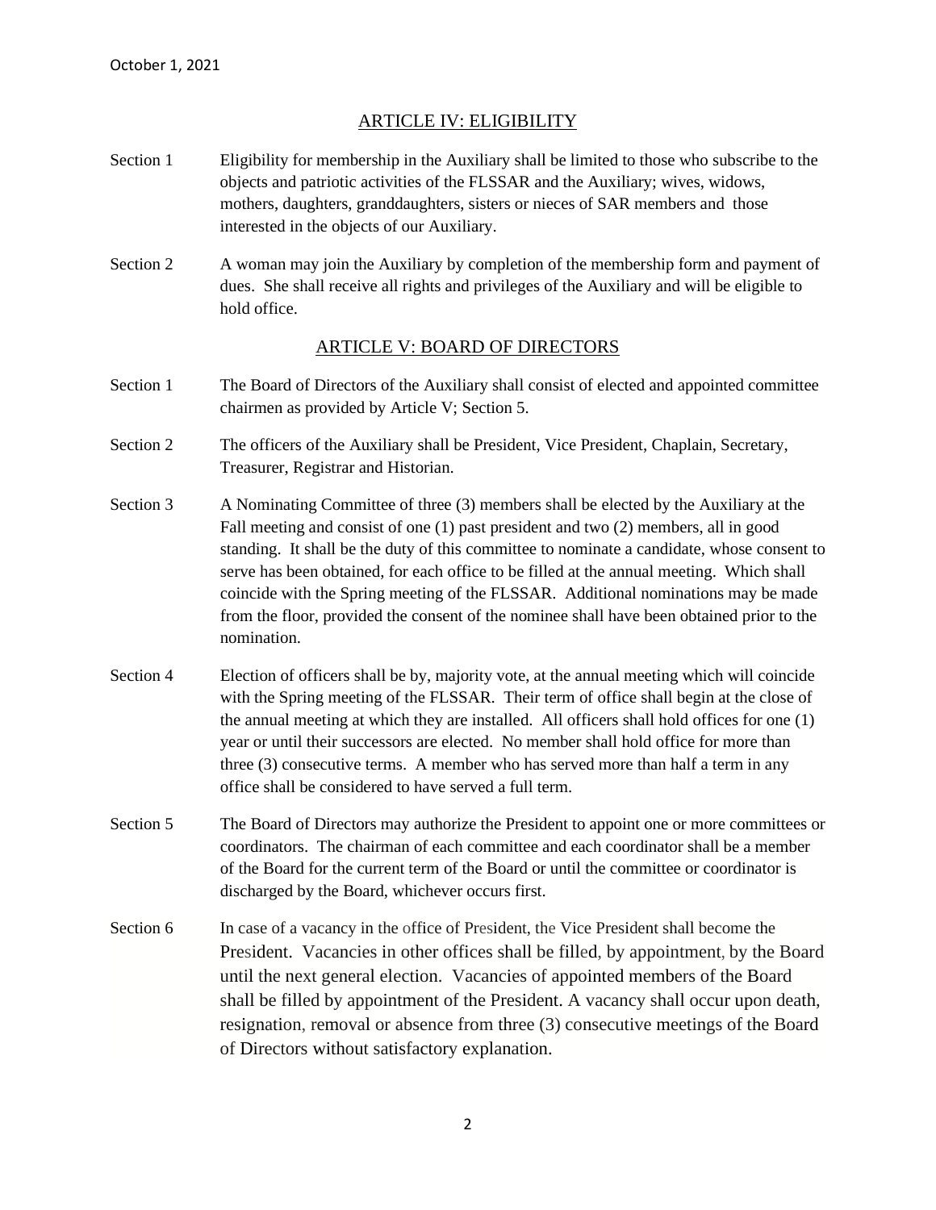## ARTICLE IV: ELIGIBILITY

Section 1 Eligibility for membership in the Auxiliary shall be limited to those who subscribe to the objects and patriotic activities of the FLSSAR and the Auxiliary; wives, widows, mothers, daughters, granddaughters, sisters or nieces of SAR members and those interested in the objects of our Auxiliary.

Section 2 A woman may join the Auxiliary by completion of the membership form and payment of dues. She shall receive all rights and privileges of the Auxiliary and will be eligible to hold office.

## ARTICLE V: BOARD OF DIRECTORS

Section 1 The Board of Directors of the Auxiliary shall consist of elected and appointed committee chairmen as provided by Article V; Section 5.

Section 2 The officers of the Auxiliary shall be President, Vice President, Chaplain, Secretary, Treasurer, Registrar and Historian.

Section 3 A Nominating Committee of three (3) members shall be elected by the Auxiliary at the Fall meeting and consist of one (1) past president and two (2) members, all in good standing. It shall be the duty of this committee to nominate a candidate, whose consent to serve has been obtained, for each office to be filled at the annual meeting. Which shall coincide with the Spring meeting of the FLSSAR. Additional nominations may be made from the floor, provided the consent of the nominee shall have been obtained prior to the nomination.

Section 4 Election of officers shall be by, majority vote, at the annual meeting which will coincide with the Spring meeting of the FLSSAR. Their term of office shall begin at the close of the annual meeting at which they are installed. All officers shall hold offices for one (1) year or until their successors are elected. No member shall hold office for more than three (3) consecutive terms. A member who has served more than half a term in any office shall be considered to have served a full term.

Section 5 The Board of Directors may authorize the President to appoint one or more committees or coordinators. The chairman of each committee and each coordinator shall be a member of the Board for the current term of the Board or until the committee or coordinator is discharged by the Board, whichever occurs first.

Section 6 In case of a vacancy in the office of President, the Vice President shall become the President. Vacancies in other offices shall be filled, by appointment, by the Board until the next general election. Vacancies of appointed members of the Board shall be filled by appointment of the President. A vacancy shall occur upon death, resignation, removal or absence from three (3) consecutive meetings of the Board of Directors without satisfactory explanation.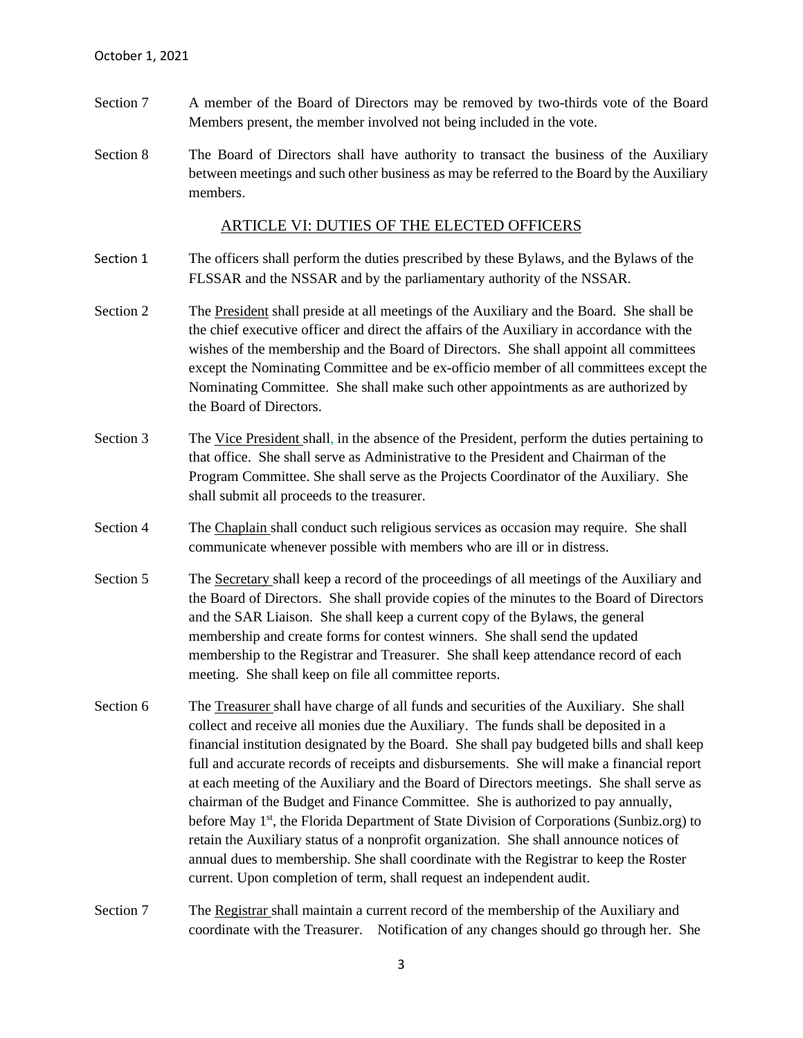Section 7 A member of the Board of Directors may be removed by two-thirds vote of the Board Members present, the member involved not being included in the vote.

Section 8 The Board of Directors shall have authority to transact the business of the Auxiliary between meetings and such other business as may be referred to the Board by the Auxiliary members.

## ARTICLE VI: DUTIES OF THE ELECTED OFFICERS

Section 1 The officers shall perform the duties prescribed by these Bylaws, and the Bylaws of the FLSSAR and the NSSAR and by the parliamentary authority of the NSSAR.

Section 2 The President shall preside at all meetings of the Auxiliary and the Board. She shall be the chief executive officer and direct the affairs of the Auxiliary in accordance with the wishes of the membership and the Board of Directors. She shall appoint all committees except the Nominating Committee and be ex-officio member of all committees except the Nominating Committee. She shall make such other appointments as are authorized by the Board of Directors.

Section 3 The Vice President shall, in the absence of the President, perform the duties pertaining to that office. She shall serve as Administrative to the President and Chairman of the Program Committee. She shall serve as the Projects Coordinator of the Auxiliary. She shall submit all proceeds to the treasurer.

Section 4 The Chaplain shall conduct such religious services as occasion may require. She shall communicate whenever possible with members who are ill or in distress.

Section 5 The Secretary shall keep a record of the proceedings of all meetings of the Auxiliary and the Board of Directors. She shall provide copies of the minutes to the Board of Directors and the SAR Liaison. She shall keep a current copy of the Bylaws, the general membership and create forms for contest winners. She shall send the updated membership to the Registrar and Treasurer. She shall keep attendance record of each meeting. She shall keep on file all committee reports.

Section 6 The Treasurer shall have charge of all funds and securities of the Auxiliary. She shall collect and receive all monies due the Auxiliary. The funds shall be deposited in a financial institution designated by the Board. She shall pay budgeted bills and shall keep full and accurate records of receipts and disbursements. She will make a financial report at each meeting of the Auxiliary and the Board of Directors meetings. She shall serve as chairman of the Budget and Finance Committee. She is authorized to pay annually, before May 1st, the Florida Department of State Division of Corporations (Sunbiz.org) to retain the Auxiliary status of a nonprofit organization. She shall announce notices of annual dues to membership. She shall coordinate with the Registrar to keep the Roster current. Upon completion of term, shall request an independent audit.

Section 7 The Registrar shall maintain a current record of the membership of the Auxiliary and coordinate with the Treasurer. Notification of any changes should go through her. She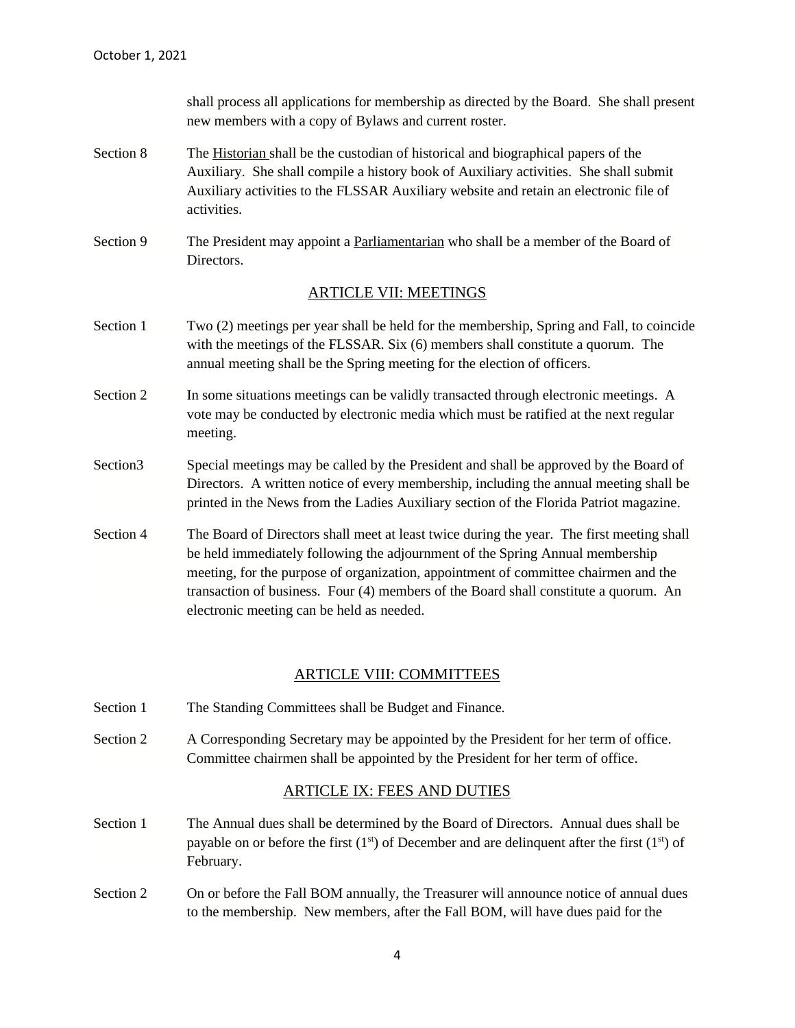shall process all applications for membership as directed by the Board. She shall present new members with a copy of Bylaws and current roster.

Section 8 The Historian shall be the custodian of historical and biographical papers of the Auxiliary. She shall compile a history book of Auxiliary activities. She shall submit Auxiliary activities to the FLSSAR Auxiliary website and retain an electronic file of activities.

Section 9 The President may appoint a Parliamentarian who shall be a member of the Board of Directors.

## ARTICLE VII: MEETINGS

Section 1 Two (2) meetings per year shall be held for the membership, Spring and Fall, to coincide with the meetings of the FLSSAR. Six (6) members shall constitute a quorum. The annual meeting shall be the Spring meeting for the election of officers.

Section 2 In some situations meetings can be validly transacted through electronic meetings. A vote may be conducted by electronic media which must be ratified at the next regular meeting.

Section3 Special meetings may be called by the President and shall be approved by the Board of Directors. A written notice of every membership, including the annual meeting shall be printed in the News from the Ladies Auxiliary section of the Florida Patriot magazine.

Section 4 The Board of Directors shall meet at least twice during the year. The first meeting shall be held immediately following the adjournment of the Spring Annual membership meeting, for the purpose of organization, appointment of committee chairmen and the transaction of business. Four (4) members of the Board shall constitute a quorum. An electronic meeting can be held as needed.

## ARTICLE VIII: COMMITTEES

Section 1 The Standing Committees shall be Budget and Finance.

Section 2 A Corresponding Secretary may be appointed by the President for her term of office. Committee chairmen shall be appointed by the President for her term of office.

## ARTICLE IX: FEES AND DUTIES

Section 1 The Annual dues shall be determined by the Board of Directors. Annual dues shall be payable on or before the first (1st) of December and are delinquent after the first (1st) of February.

Section 2 On or before the Fall BOM annually, the Treasurer will announce notice of annual dues to the membership. New members, after the Fall BOM, will have dues paid for the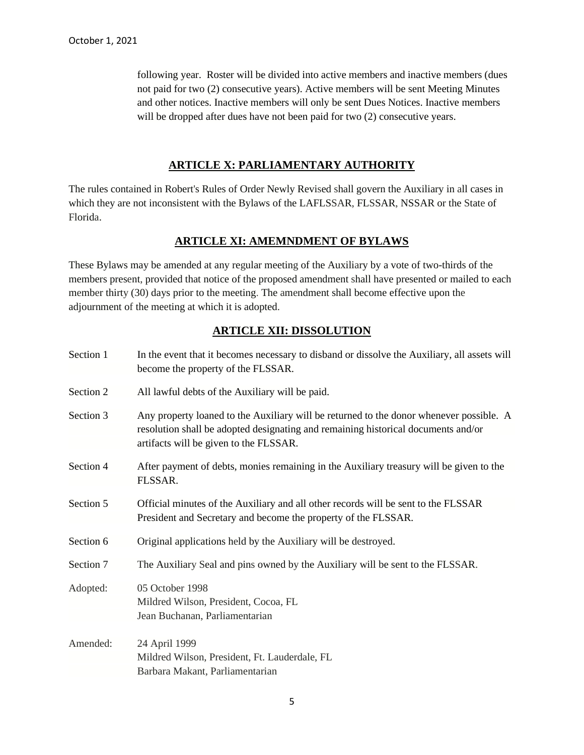following year. Roster will be divided into active members and inactive members (dues not paid for two (2) consecutive years). Active members will be sent Meeting Minutes and other notices. Inactive members will only be sent Dues Notices. Inactive members will be dropped after dues have not been paid for two (2) consecutive years.

## ARTICLE X: PARLIAMENTARY AUTHORITY

The rules contained in Robert's Rules of Order Newly Revised shall govern the Auxiliary in all cases in which they are not inconsistent with the Bylaws of the LAFLSSAR, FLSSAR, NSSAR or the State of Florida.

## ARTICLE XI: AMEMNDMENT OF BYLAWS

These Bylaws may be amended at any regular meeting of the Auxiliary by a vote of two-thirds of the members present, provided that notice of the proposed amendment shall have presented or mailed to each member thirty (30) days prior to the meeting. The amendment shall become effective upon the adjournment of the meeting at which it is adopted.

## ARTICLE XII: DISSOLUTION

Section 1 In the event that it becomes necessary to disband or dissolve the Auxiliary, all assets will become the property of the FLSSAR.

Section 2 All lawful debts of the Auxiliary will be paid.

Section 3 Any property loaned to the Auxiliary will be returned to the donor whenever possible. A resolution shall be adopted designating and remaining historical documents and/or artifacts will be given to the FLSSAR.

Section 4 After payment of debts, monies remaining in the Auxiliary treasury will be given to the FLSSAR.

Section 5 Official minutes of the Auxiliary and all other records will be sent to the FLSSAR President and Secretary and become the property of the FLSSAR.

Section 6 Original applications held by the Auxiliary will be destroyed.

Section 7 The Auxiliary Seal and pins owned by the Auxiliary will be sent to the FLSSAR.

Adopted: 05 October 1998
Mildred Wilson, President, Cocoa, FL
Jean Buchanan, Parliamentarian

Amended: 24 April 1999
Mildred Wilson, President, Ft. Lauderdale, FL
Barbara Makant, Parliamentarian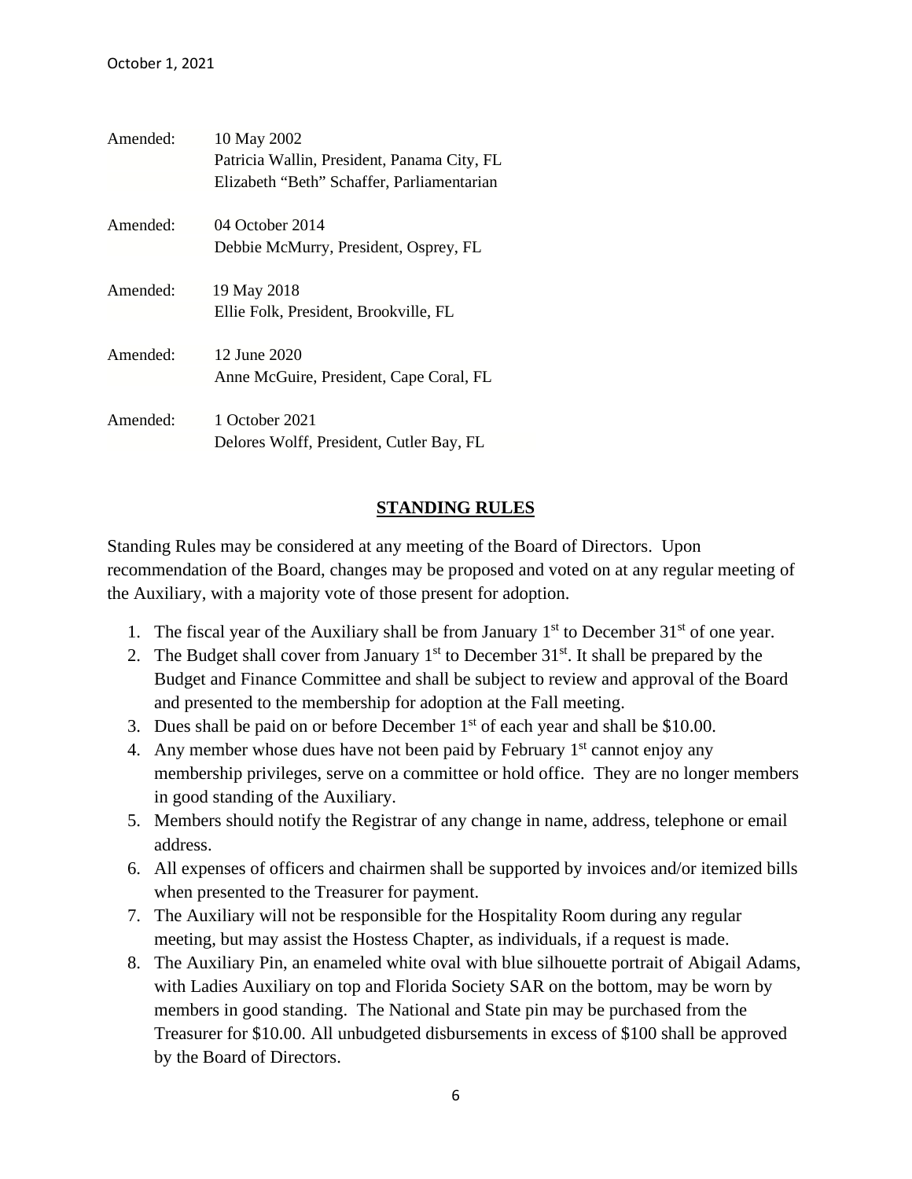Amended: 10 May 2002
Patricia Wallin, President, Panama City, FL
Elizabeth "Beth" Schaffer, Parliamentarian

Amended: 04 October 2014
Debbie McMurry, President, Osprey, FL

Amended: 19 May 2018
Ellie Folk, President, Brookville, FL

Amended: 12 June 2020
Anne McGuire, President, Cape Coral, FL

Amended: 1 October 2021
Delores Wolff, President, Cutler Bay, FL

## STANDING RULES

Standing Rules may be considered at any meeting of the Board of Directors. Upon recommendation of the Board, changes may be proposed and voted on at any regular meeting of the Auxiliary, with a majority vote of those present for adoption.

1. The fiscal year of the Auxiliary shall be from January 1st to December 31st of one year.
2. The Budget shall cover from January 1st to December 31st. It shall be prepared by the Budget and Finance Committee and shall be subject to review and approval of the Board and presented to the membership for adoption at the Fall meeting.
3. Dues shall be paid on or before December 1st of each year and shall be $10.00.
4. Any member whose dues have not been paid by February 1st cannot enjoy any membership privileges, serve on a committee or hold office. They are no longer members in good standing of the Auxiliary.
5. Members should notify the Registrar of any change in name, address, telephone or email address.
6. All expenses of officers and chairmen shall be supported by invoices and/or itemized bills when presented to the Treasurer for payment.
7. The Auxiliary will not be responsible for the Hospitality Room during any regular meeting, but may assist the Hostess Chapter, as individuals, if a request is made.
8. The Auxiliary Pin, an enameled white oval with blue silhouette portrait of Abigail Adams, with Ladies Auxiliary on top and Florida Society SAR on the bottom, may be worn by members in good standing. The National and State pin may be purchased from the Treasurer for $10.00. All unbudgeted disbursements in excess of $100 shall be approved by the Board of Directors.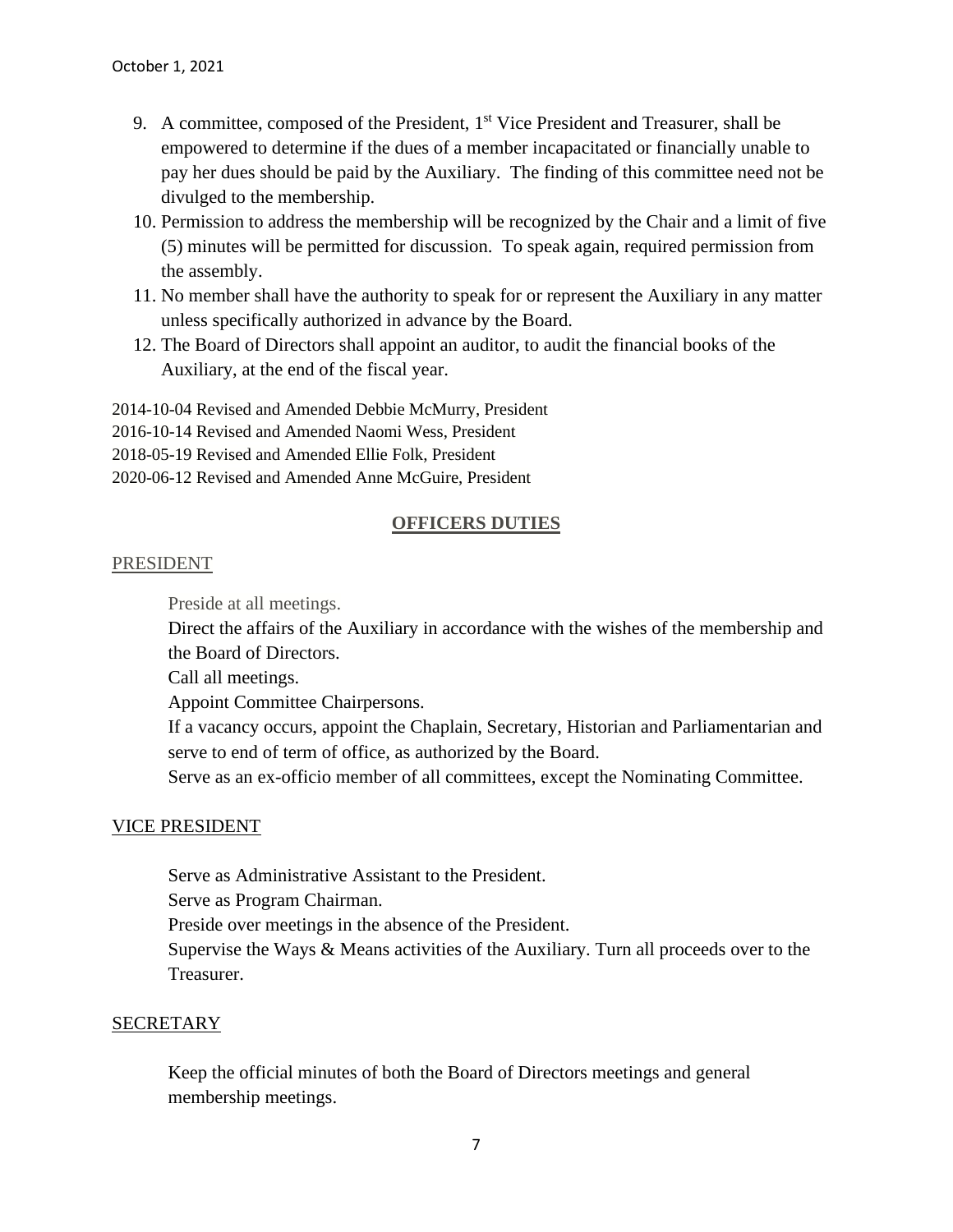9. A committee, composed of the President, 1st Vice President and Treasurer, shall be empowered to determine if the dues of a member incapacitated or financially unable to pay her dues should be paid by the Auxiliary. The finding of this committee need not be divulged to the membership.
10. Permission to address the membership will be recognized by the Chair and a limit of five (5) minutes will be permitted for discussion. To speak again, required permission from the assembly.
11. No member shall have the authority to speak for or represent the Auxiliary in any matter unless specifically authorized in advance by the Board.
12. The Board of Directors shall appoint an auditor, to audit the financial books of the Auxiliary, at the end of the fiscal year.

2014-10-04 Revised and Amended Debbie McMurry, President
2016-10-14 Revised and Amended Naomi Wess, President
2018-05-19 Revised and Amended Ellie Folk, President
2020-06-12 Revised and Amended Anne McGuire, President

## OFFICERS DUTIES

### PRESIDENT

Preside at all meetings.
Direct the affairs of the Auxiliary in accordance with the wishes of the membership and the Board of Directors.
Call all meetings.
Appoint Committee Chairpersons.
If a vacancy occurs, appoint the Chaplain, Secretary, Historian and Parliamentarian and serve to end of term of office, as authorized by the Board.
Serve as an ex-officio member of all committees, except the Nominating Committee.

### VICE PRESIDENT

Serve as Administrative Assistant to the President.
Serve as Program Chairman.
Preside over meetings in the absence of the President.
Supervise the Ways & Means activities of the Auxiliary. Turn all proceeds over to the Treasurer.

### SECRETARY

Keep the official minutes of both the Board of Directors meetings and general membership meetings.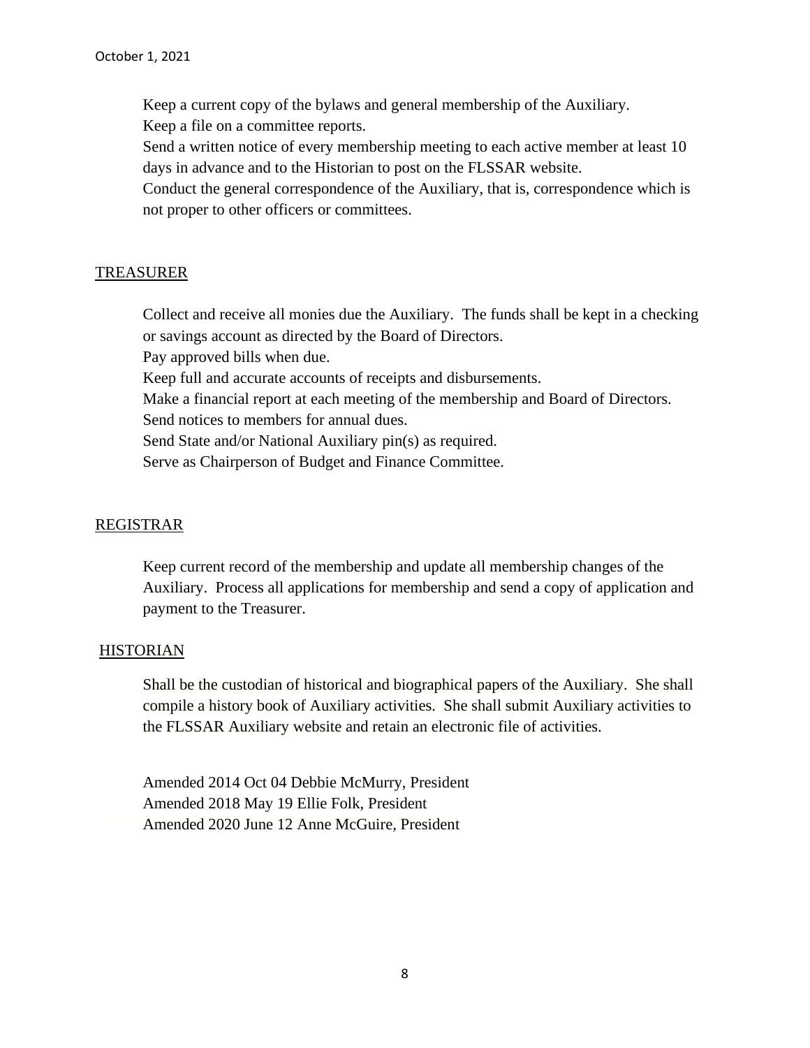Keep a current copy of the bylaws and general membership of the Auxiliary.
Keep a file on a committee reports.
Send a written notice of every membership meeting to each active member at least 10 days in advance and to the Historian to post on the FLSSAR website.
Conduct the general correspondence of the Auxiliary, that is, correspondence which is not proper to other officers or committees.

## TREASURER

Collect and receive all monies due the Auxiliary. The funds shall be kept in a checking or savings account as directed by the Board of Directors.
Pay approved bills when due.
Keep full and accurate accounts of receipts and disbursements.
Make a financial report at each meeting of the membership and Board of Directors.
Send notices to members for annual dues.
Send State and/or National Auxiliary pin(s) as required.
Serve as Chairperson of Budget and Finance Committee.

## REGISTRAR

Keep current record of the membership and update all membership changes of the Auxiliary. Process all applications for membership and send a copy of application and payment to the Treasurer.

## HISTORIAN

Shall be the custodian of historical and biographical papers of the Auxiliary. She shall compile a history book of Auxiliary activities. She shall submit Auxiliary activities to the FLSSAR Auxiliary website and retain an electronic file of activities.

Amended 2014 Oct 04 Debbie McMurry, President
Amended 2018 May 19 Ellie Folk, President
Amended 2020 June 12 Anne McGuire, President